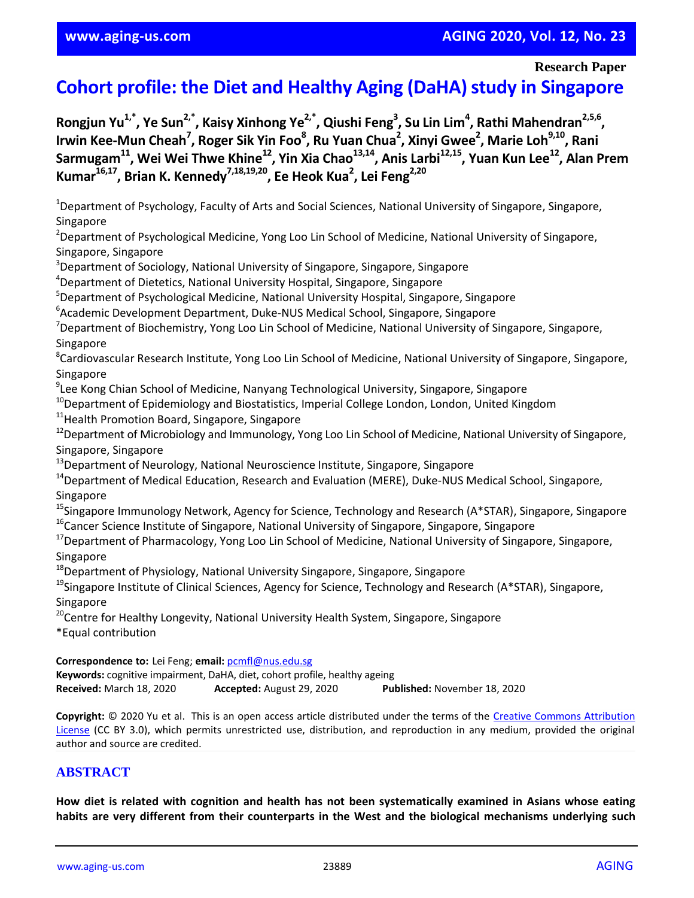**Research Paper**

# Cohort profile: the Diet and Healthy Aging (DaHA) study in Singapore

**Rongjun Yu[1,*], Ye Sun[2,*], Kaisy Xinhong Ye[2,*], Qiushi Feng[3], Su Lin Lim[4], Rathi Mahendran[2,5,6], Irwin Kee-Mun Cheah[7], Roger Sik Yin Foo[8], Ru Yuan Chua[2], Xinyi Gwee[2], Marie Loh[9,10], Rani Sarmugam[11], Wei Wei Thwe Khine[12], Yin Xia Chao[13,14], Anis Larbi[12,15], Yuan Kun Lee[12], Alan Prem Kumar[16,17], Brian K. Kennedy[7,18,19,20], Ee Heok Kua[2], Lei Feng[2,20]**

[1]Department of Psychology, Faculty of Arts and Social Sciences, National University of Singapore, Singapore, Singapore
[2]Department of Psychological Medicine, Yong Loo Lin School of Medicine, National University of Singapore, Singapore, Singapore
[3]Department of Sociology, National University of Singapore, Singapore, Singapore
[4]Department of Dietetics, National University Hospital, Singapore, Singapore
[5]Department of Psychological Medicine, National University Hospital, Singapore, Singapore
[6]Academic Development Department, Duke-NUS Medical School, Singapore, Singapore
[7]Department of Biochemistry, Yong Loo Lin School of Medicine, National University of Singapore, Singapore, Singapore
[8]Cardiovascular Research Institute, Yong Loo Lin School of Medicine, National University of Singapore, Singapore, Singapore
[9]Lee Kong Chian School of Medicine, Nanyang Technological University, Singapore, Singapore
[10]Department of Epidemiology and Biostatistics, Imperial College London, London, United Kingdom
[11]Health Promotion Board, Singapore, Singapore
[12]Department of Microbiology and Immunology, Yong Loo Lin School of Medicine, National University of Singapore, Singapore, Singapore
[13]Department of Neurology, National Neuroscience Institute, Singapore, Singapore
[14]Department of Medical Education, Research and Evaluation (MERE), Duke-NUS Medical School, Singapore, Singapore
[15]Singapore Immunology Network, Agency for Science, Technology and Research (A*STAR), Singapore, Singapore
[16]Cancer Science Institute of Singapore, National University of Singapore, Singapore, Singapore
[17]Department of Pharmacology, Yong Loo Lin School of Medicine, National University of Singapore, Singapore, Singapore
[18]Department of Physiology, National University Singapore, Singapore, Singapore
[19]Singapore Institute of Clinical Sciences, Agency for Science, Technology and Research (A*STAR), Singapore, Singapore
[20]Centre for Healthy Longevity, National University Health System, Singapore, Singapore
*Equal contribution

**Correspondence to:** Lei Feng; **email:** pcmfl@nus.edu.sg
**Keywords:** cognitive impairment, DaHA, diet, cohort profile, healthy ageing
**Received:** March 18, 2020 **Accepted:** August 29, 2020 **Published:** November 18, 2020

**Copyright:** © 2020 Yu et al. This is an open access article distributed under the terms of the Creative Commons Attribution License (CC BY 3.0), which permits unrestricted use, distribution, and reproduction in any medium, provided the original author and source are credited.

## ABSTRACT

**How diet is related with cognition and health has not been systematically examined in Asians whose eating habits are very different from their counterparts in the West and the biological mechanisms underlying such**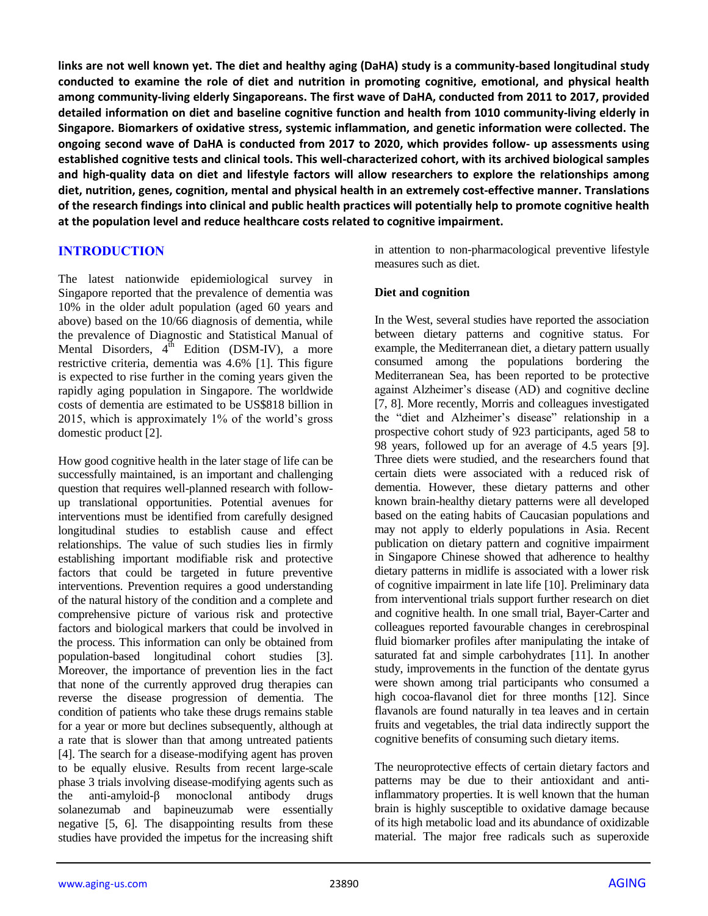**links are not well known yet. The diet and healthy aging (DaHA) study is a community-based longitudinal study conducted to examine the role of diet and nutrition in promoting cognitive, emotional, and physical health among community-living elderly Singaporeans. The first wave of DaHA, conducted from 2011 to 2017, provided detailed information on diet and baseline cognitive function and health from 1010 community-living elderly in Singapore. Biomarkers of oxidative stress, systemic inflammation, and genetic information were collected. The ongoing second wave of DaHA is conducted from 2017 to 2020, which provides follow- up assessments using established cognitive tests and clinical tools. This well-characterized cohort, with its archived biological samples and high-quality data on diet and lifestyle factors will allow researchers to explore the relationships among diet, nutrition, genes, cognition, mental and physical health in an extremely cost-effective manner. Translations of the research findings into clinical and public health practices will potentially help to promote cognitive health at the population level and reduce healthcare costs related to cognitive impairment.**

## INTRODUCTION

The latest nationwide epidemiological survey in Singapore reported that the prevalence of dementia was 10% in the older adult population (aged 60 years and above) based on the 10/66 diagnosis of dementia, while the prevalence of Diagnostic and Statistical Manual of Mental Disorders, 4th Edition (DSM-IV), a more restrictive criteria, dementia was 4.6% [1]. This figure is expected to rise further in the coming years given the rapidly aging population in Singapore. The worldwide costs of dementia are estimated to be US$818 billion in 2015, which is approximately 1% of the world's gross domestic product [2].

How good cognitive health in the later stage of life can be successfully maintained, is an important and challenging question that requires well-planned research with follow-up translational opportunities. Potential avenues for interventions must be identified from carefully designed longitudinal studies to establish cause and effect relationships. The value of such studies lies in firmly establishing important modifiable risk and protective factors that could be targeted in future preventive interventions. Prevention requires a good understanding of the natural history of the condition and a complete and comprehensive picture of various risk and protective factors and biological markers that could be involved in the process. This information can only be obtained from population-based longitudinal cohort studies [3]. Moreover, the importance of prevention lies in the fact that none of the currently approved drug therapies can reverse the disease progression of dementia. The condition of patients who take these drugs remains stable for a year or more but declines subsequently, although at a rate that is slower than that among untreated patients [4]. The search for a disease-modifying agent has proven to be equally elusive. Results from recent large-scale phase 3 trials involving disease-modifying agents such as the anti-amyloid-β monoclonal antibody drugs solanezumab and bapineuzumab were essentially negative [5, 6]. The disappointing results from these studies have provided the impetus for the increasing shift in attention to non-pharmacological preventive lifestyle measures such as diet.

### Diet and cognition

In the West, several studies have reported the association between dietary patterns and cognitive status. For example, the Mediterranean diet, a dietary pattern usually consumed among the populations bordering the Mediterranean Sea, has been reported to be protective against Alzheimer's disease (AD) and cognitive decline [7, 8]. More recently, Morris and colleagues investigated the "diet and Alzheimer's disease" relationship in a prospective cohort study of 923 participants, aged 58 to 98 years, followed up for an average of 4.5 years [9]. Three diets were studied, and the researchers found that certain diets were associated with a reduced risk of dementia. However, these dietary patterns and other known brain-healthy dietary patterns were all developed based on the eating habits of Caucasian populations and may not apply to elderly populations in Asia. Recent publication on dietary pattern and cognitive impairment in Singapore Chinese showed that adherence to healthy dietary patterns in midlife is associated with a lower risk of cognitive impairment in late life [10]. Preliminary data from interventional trials support further research on diet and cognitive health. In one small trial, Bayer-Carter and colleagues reported favourable changes in cerebrospinal fluid biomarker profiles after manipulating the intake of saturated fat and simple carbohydrates [11]. In another study, improvements in the function of the dentate gyrus were shown among trial participants who consumed a high cocoa-flavanol diet for three months [12]. Since flavanols are found naturally in tea leaves and in certain fruits and vegetables, the trial data indirectly support the cognitive benefits of consuming such dietary items.

The neuroprotective effects of certain dietary factors and patterns may be due to their antioxidant and anti-inflammatory properties. It is well known that the human brain is highly susceptible to oxidative damage because of its high metabolic load and its abundance of oxidizable material. The major free radicals such as superoxide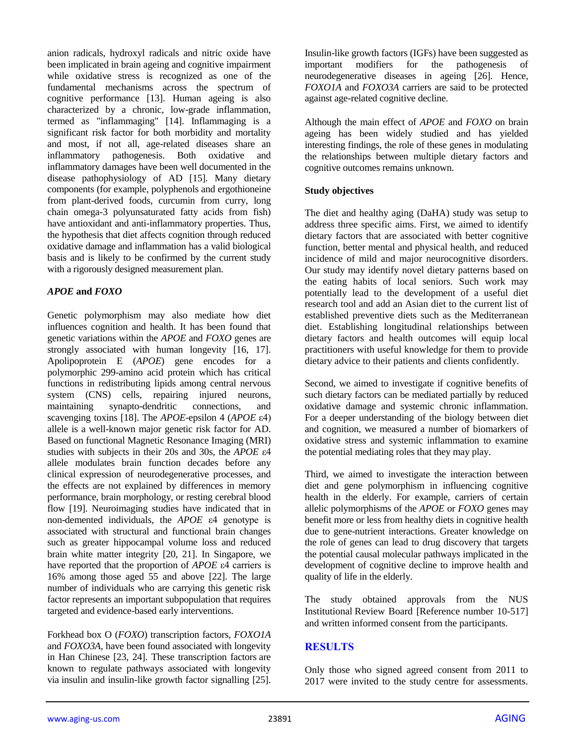anion radicals, hydroxyl radicals and nitric oxide have been implicated in brain ageing and cognitive impairment while oxidative stress is recognized as one of the fundamental mechanisms across the spectrum of cognitive performance [13]. Human ageing is also characterized by a chronic, low-grade inflammation, termed as "inflammaging" [14]. Inflammaging is a significant risk factor for both morbidity and mortality and most, if not all, age-related diseases share an inflammatory pathogenesis. Both oxidative and inflammatory damages have been well documented in the disease pathophysiology of AD [15]. Many dietary components (for example, polyphenols and ergothioneine from plant-derived foods, curcumin from curry, long chain omega-3 polyunsaturated fatty acids from fish) have antioxidant and anti-inflammatory properties. Thus, the hypothesis that diet affects cognition through reduced oxidative damage and inflammation has a valid biological basis and is likely to be confirmed by the current study with a rigorously designed measurement plan.

### *APOE* and *FOXO*

Genetic polymorphism may also mediate how diet influences cognition and health. It has been found that genetic variations within the *APOE* and *FOXO* genes are strongly associated with human longevity [16, 17]. Apolipoprotein E (*APOE*) gene encodes for a polymorphic 299-amino acid protein which has critical functions in redistributing lipids among central nervous system (CNS) cells, repairing injured neurons, maintaining synapto-dendritic connections, and scavenging toxins [18]. The *APOE*-epsilon 4 (*APOE* ε4) allele is a well-known major genetic risk factor for AD. Based on functional Magnetic Resonance Imaging (MRI) studies with subjects in their 20s and 30s, the *APOE* ε4 allele modulates brain function decades before any clinical expression of neurodegenerative processes, and the effects are not explained by differences in memory performance, brain morphology, or resting cerebral blood flow [19]. Neuroimaging studies have indicated that in non-demented individuals, the *APOE* ε4 genotype is associated with structural and functional brain changes such as greater hippocampal volume loss and reduced brain white matter integrity [20, 21]. In Singapore, we have reported that the proportion of *APOE* ε4 carriers is 16% among those aged 55 and above [22]. The large number of individuals who are carrying this genetic risk factor represents an important subpopulation that requires targeted and evidence-based early interventions.

Forkhead box O (*FOXO*) transcription factors, *FOXO1A* and *FOXO3A*, have been found associated with longevity in Han Chinese [23, 24]. These transcription factors are known to regulate pathways associated with longevity via insulin and insulin-like growth factor signalling [25]. Insulin-like growth factors (IGFs) have been suggested as important modifiers for the pathogenesis of neurodegenerative diseases in ageing [26]. Hence, *FOXO1A* and *FOXO3A* carriers are said to be protected against age-related cognitive decline.

Although the main effect of *APOE* and *FOXO* on brain ageing has been widely studied and has yielded interesting findings, the role of these genes in modulating the relationships between multiple dietary factors and cognitive outcomes remains unknown.

### Study objectives

The diet and healthy aging (DaHA) study was setup to address three specific aims. First, we aimed to identify dietary factors that are associated with better cognitive function, better mental and physical health, and reduced incidence of mild and major neurocognitive disorders. Our study may identify novel dietary patterns based on the eating habits of local seniors. Such work may potentially lead to the development of a useful diet research tool and add an Asian diet to the current list of established preventive diets such as the Mediterranean diet. Establishing longitudinal relationships between dietary factors and health outcomes will equip local practitioners with useful knowledge for them to provide dietary advice to their patients and clients confidently.

Second, we aimed to investigate if cognitive benefits of such dietary factors can be mediated partially by reduced oxidative damage and systemic chronic inflammation. For a deeper understanding of the biology between diet and cognition, we measured a number of biomarkers of oxidative stress and systemic inflammation to examine the potential mediating roles that they may play.

Third, we aimed to investigate the interaction between diet and gene polymorphism in influencing cognitive health in the elderly. For example, carriers of certain allelic polymorphisms of the *APOE* or *FOXO* genes may benefit more or less from healthy diets in cognitive health due to gene-nutrient interactions. Greater knowledge on the role of genes can lead to drug discovery that targets the potential causal molecular pathways implicated in the development of cognitive decline to improve health and quality of life in the elderly.

The study obtained approvals from the NUS Institutional Review Board [Reference number 10-517] and written informed consent from the participants.

## RESULTS

Only those who signed agreed consent from 2011 to 2017 were invited to the study centre for assessments.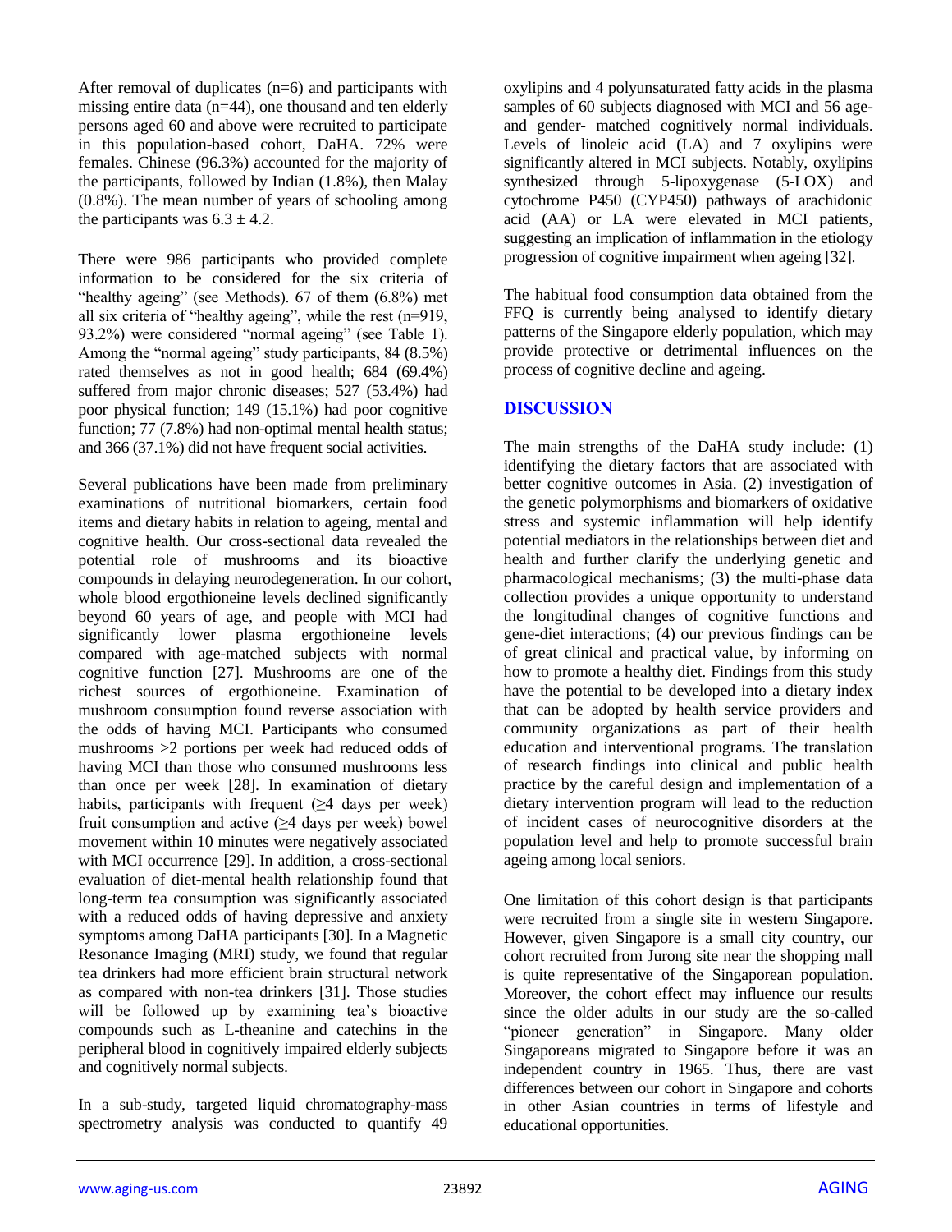After removal of duplicates (n=6) and participants with missing entire data (n=44), one thousand and ten elderly persons aged 60 and above were recruited to participate in this population-based cohort, DaHA. 72% were females. Chinese (96.3%) accounted for the majority of the participants, followed by Indian (1.8%), then Malay (0.8%). The mean number of years of schooling among the participants was $6.3 \pm 4.2$.

There were 986 participants who provided complete information to be considered for the six criteria of "healthy ageing" (see Methods). 67 of them (6.8%) met all six criteria of "healthy ageing", while the rest (n=919, 93.2%) were considered "normal ageing" (see Table 1). Among the "normal ageing" study participants, 84 (8.5%) rated themselves as not in good health; 684 (69.4%) suffered from major chronic diseases; 527 (53.4%) had poor physical function; 149 (15.1%) had poor cognitive function; 77 (7.8%) had non-optimal mental health status; and 366 (37.1%) did not have frequent social activities.

Several publications have been made from preliminary examinations of nutritional biomarkers, certain food items and dietary habits in relation to ageing, mental and cognitive health. Our cross-sectional data revealed the potential role of mushrooms and its bioactive compounds in delaying neurodegeneration. In our cohort, whole blood ergothioneine levels declined significantly beyond 60 years of age, and people with MCI had significantly lower plasma ergothioneine levels compared with age-matched subjects with normal cognitive function [27]. Mushrooms are one of the richest sources of ergothioneine. Examination of mushroom consumption found reverse association with the odds of having MCI. Participants who consumed mushrooms >2 portions per week had reduced odds of having MCI than those who consumed mushrooms less than once per week [28]. In examination of dietary habits, participants with frequent (≥4 days per week) fruit consumption and active (≥4 days per week) bowel movement within 10 minutes were negatively associated with MCI occurrence [29]. In addition, a cross-sectional evaluation of diet-mental health relationship found that long-term tea consumption was significantly associated with a reduced odds of having depressive and anxiety symptoms among DaHA participants [30]. In a Magnetic Resonance Imaging (MRI) study, we found that regular tea drinkers had more efficient brain structural network as compared with non-tea drinkers [31]. Those studies will be followed up by examining tea's bioactive compounds such as L-theanine and catechins in the peripheral blood in cognitively impaired elderly subjects and cognitively normal subjects.

In a sub-study, targeted liquid chromatography-mass spectrometry analysis was conducted to quantify 49 oxylipins and 4 polyunsaturated fatty acids in the plasma samples of 60 subjects diagnosed with MCI and 56 age- and gender- matched cognitively normal individuals. Levels of linoleic acid (LA) and 7 oxylipins were significantly altered in MCI subjects. Notably, oxylipins synthesized through 5-lipoxygenase (5-LOX) and cytochrome P450 (CYP450) pathways of arachidonic acid (AA) or LA were elevated in MCI patients, suggesting an implication of inflammation in the etiology progression of cognitive impairment when ageing [32].

The habitual food consumption data obtained from the FFQ is currently being analysed to identify dietary patterns of the Singapore elderly population, which may provide protective or detrimental influences on the process of cognitive decline and ageing.

## DISCUSSION

The main strengths of the DaHA study include: (1) identifying the dietary factors that are associated with better cognitive outcomes in Asia. (2) investigation of the genetic polymorphisms and biomarkers of oxidative stress and systemic inflammation will help identify potential mediators in the relationships between diet and health and further clarify the underlying genetic and pharmacological mechanisms; (3) the multi-phase data collection provides a unique opportunity to understand the longitudinal changes of cognitive functions and gene-diet interactions; (4) our previous findings can be of great clinical and practical value, by informing on how to promote a healthy diet. Findings from this study have the potential to be developed into a dietary index that can be adopted by health service providers and community organizations as part of their health education and interventional programs. The translation of research findings into clinical and public health practice by the careful design and implementation of a dietary intervention program will lead to the reduction of incident cases of neurocognitive disorders at the population level and help to promote successful brain ageing among local seniors.

One limitation of this cohort design is that participants were recruited from a single site in western Singapore. However, given Singapore is a small city country, our cohort recruited from Jurong site near the shopping mall is quite representative of the Singaporean population. Moreover, the cohort effect may influence our results since the older adults in our study are the so-called "pioneer generation" in Singapore. Many older Singaporeans migrated to Singapore before it was an independent country in 1965. Thus, there are vast differences between our cohort in Singapore and cohorts in other Asian countries in terms of lifestyle and educational opportunities.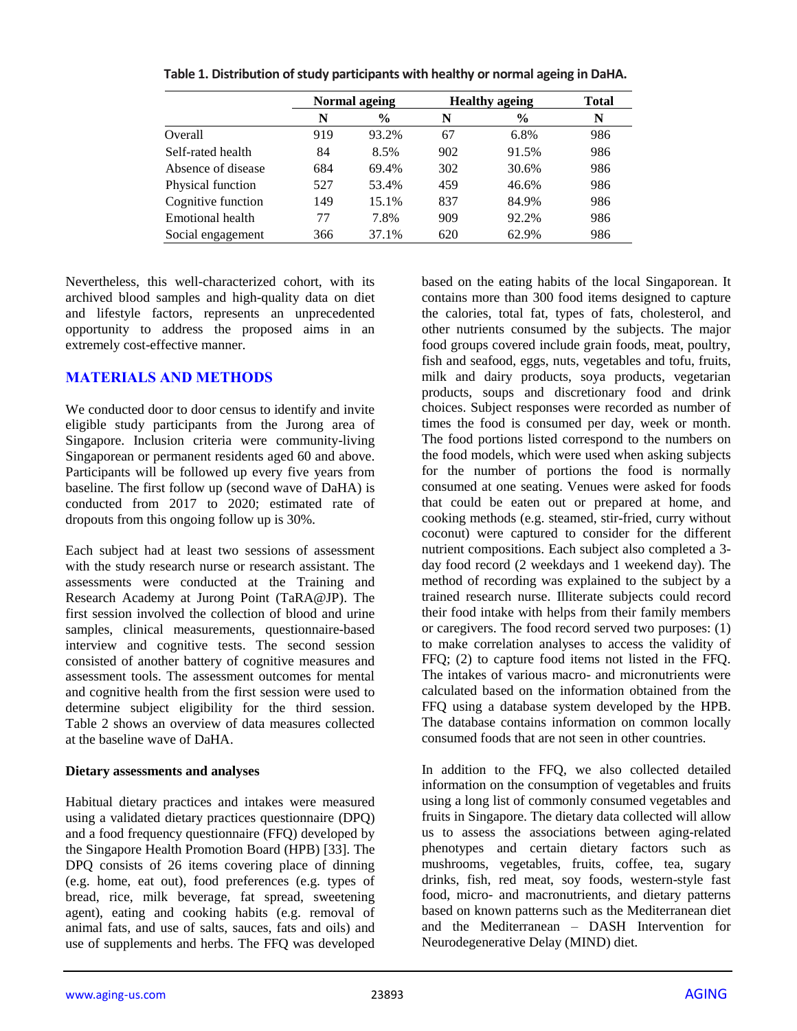**Table 1. Distribution of study participants with healthy or normal ageing in DaHA.**

| | Normal ageing | | Healthy ageing | | Total |
|---|---|---|---|---|---|
| | N | % | N | % | N |
| Overall | 919 | 93.2% | 67 | 6.8% | 986 |
| Self-rated health | 84 | 8.5% | 902 | 91.5% | 986 |
| Absence of disease | 684 | 69.4% | 302 | 30.6% | 986 |
| Physical function | 527 | 53.4% | 459 | 46.6% | 986 |
| Cognitive function | 149 | 15.1% | 837 | 84.9% | 986 |
| Emotional health | 77 | 7.8% | 909 | 92.2% | 986 |
| Social engagement | 366 | 37.1% | 620 | 62.9% | 986 |

Nevertheless, this well-characterized cohort, with its archived blood samples and high-quality data on diet and lifestyle factors, represents an unprecedented opportunity to address the proposed aims in an extremely cost-effective manner.

## MATERIALS AND METHODS

We conducted door to door census to identify and invite eligible study participants from the Jurong area of Singapore. Inclusion criteria were community-living Singaporean or permanent residents aged 60 and above. Participants will be followed up every five years from baseline. The first follow up (second wave of DaHA) is conducted from 2017 to 2020; estimated rate of dropouts from this ongoing follow up is 30%.

Each subject had at least two sessions of assessment with the study research nurse or research assistant. The assessments were conducted at the Training and Research Academy at Jurong Point (TaRA@JP). The first session involved the collection of blood and urine samples, clinical measurements, questionnaire-based interview and cognitive tests. The second session consisted of another battery of cognitive measures and assessment tools. The assessment outcomes for mental and cognitive health from the first session were used to determine subject eligibility for the third session. Table 2 shows an overview of data measures collected at the baseline wave of DaHA.

### Dietary assessments and analyses

Habitual dietary practices and intakes were measured using a validated dietary practices questionnaire (DPQ) and a food frequency questionnaire (FFQ) developed by the Singapore Health Promotion Board (HPB) [33]. The DPQ consists of 26 items covering place of dinning (e.g. home, eat out), food preferences (e.g. types of bread, rice, milk beverage, fat spread, sweetening agent), eating and cooking habits (e.g. removal of animal fats, and use of salts, sauces, fats and oils) and use of supplements and herbs. The FFQ was developed based on the eating habits of the local Singaporean. It contains more than 300 food items designed to capture the calories, total fat, types of fats, cholesterol, and other nutrients consumed by the subjects. The major food groups covered include grain foods, meat, poultry, fish and seafood, eggs, nuts, vegetables and tofu, fruits, milk and dairy products, soya products, vegetarian products, soups and discretionary food and drink choices. Subject responses were recorded as number of times the food is consumed per day, week or month. The food portions listed correspond to the numbers on the food models, which were used when asking subjects for the number of portions the food is normally consumed at one seating. Venues were asked for foods that could be eaten out or prepared at home, and cooking methods (e.g. steamed, stir-fried, curry without coconut) were captured to consider for the different nutrient compositions. Each subject also completed a 3-day food record (2 weekdays and 1 weekend day). The method of recording was explained to the subject by a trained research nurse. Illiterate subjects could record their food intake with helps from their family members or caregivers. The food record served two purposes: (1) to make correlation analyses to access the validity of FFQ; (2) to capture food items not listed in the FFQ. The intakes of various macro- and micronutrients were calculated based on the information obtained from the FFQ using a database system developed by the HPB. The database contains information on common locally consumed foods that are not seen in other countries.

In addition to the FFQ, we also collected detailed information on the consumption of vegetables and fruits using a long list of commonly consumed vegetables and fruits in Singapore. The dietary data collected will allow us to assess the associations between aging-related phenotypes and certain dietary factors such as mushrooms, vegetables, fruits, coffee, tea, sugary drinks, fish, red meat, soy foods, western-style fast food, micro- and macronutrients, and dietary patterns based on known patterns such as the Mediterranean diet and the Mediterranean – DASH Intervention for Neurodegenerative Delay (MIND) diet.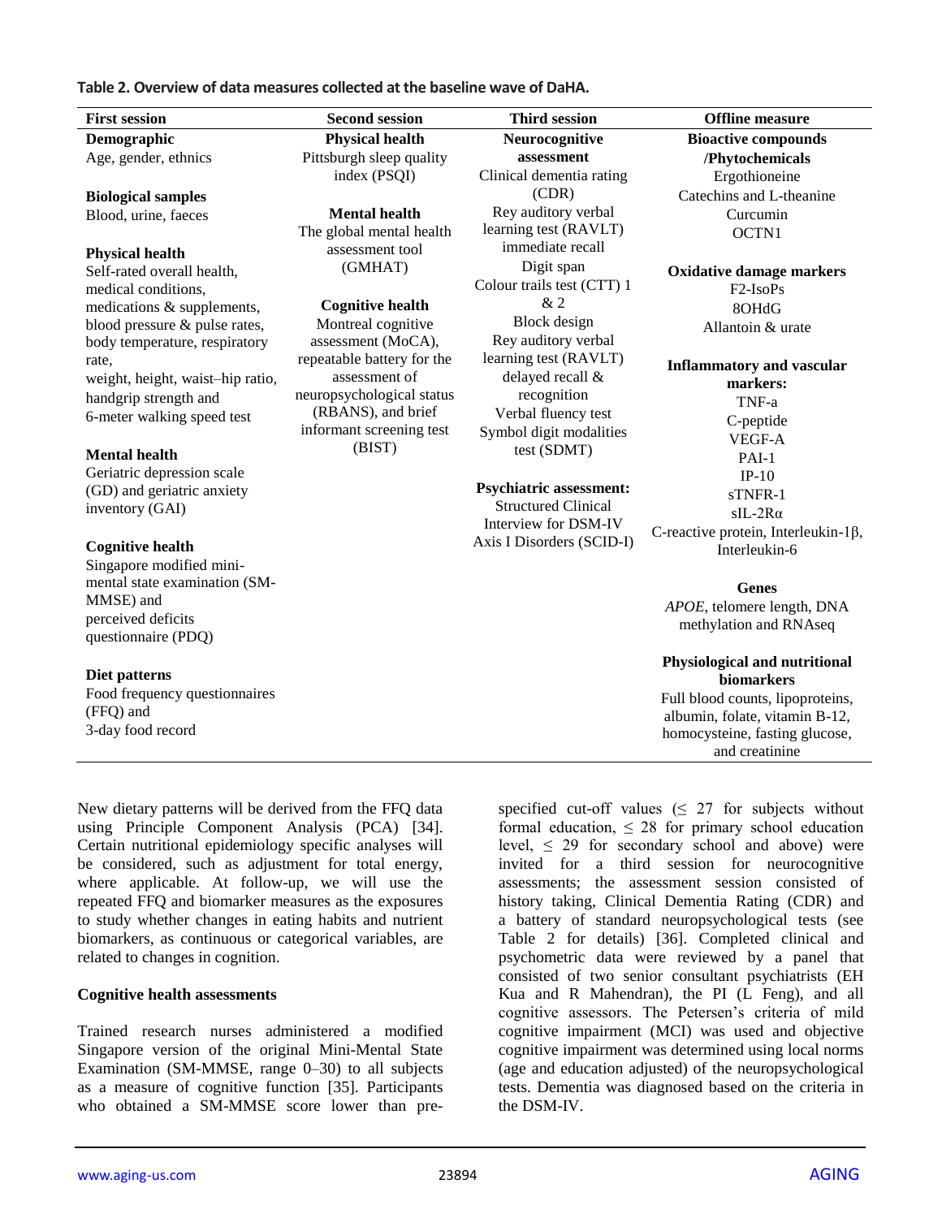**Table 2. Overview of data measures collected at the baseline wave of DaHA.**

| First session | Second session | Third session | Offline measure |
|---|---|---|---|
| **Demographic**<br>Age, gender, ethnics<br><br>**Biological samples**<br>Blood, urine, faeces<br><br>**Physical health**<br>Self-rated overall health, medical conditions, medications & supplements, blood pressure & pulse rates, body temperature, respiratory rate, weight, height, waist–hip ratio, handgrip strength and 6-meter walking speed test<br><br>**Mental health**<br>Geriatric depression scale (GD) and geriatric anxiety inventory (GAI)<br><br>**Cognitive health**<br>Singapore modified mini-mental state examination (SM-MMSE) and perceived deficits questionnaire (PDQ)<br><br>**Diet patterns**<br>Food frequency questionnaires (FFQ) and 3-day food record | **Physical health**<br>Pittsburgh sleep quality index (PSQI)<br><br>**Mental health**<br>The global mental health assessment tool (GMHAT)<br><br>**Cognitive health**<br>Montreal cognitive assessment (MoCA), repeatable battery for the assessment of neuropsychological status (RBANS), and brief informant screening test (BIST) | **Neurocognitive assessment**<br>Clinical dementia rating (CDR)<br>Rey auditory verbal learning test (RAVLT) immediate recall<br>Digit span<br>Colour trails test (CTT) 1 & 2<br>Block design<br>Rey auditory verbal learning test (RAVLT) delayed recall & recognition<br>Verbal fluency test<br>Symbol digit modalities test (SDMT)<br><br>**Psychiatric assessment:**<br>Structured Clinical Interview for DSM-IV Axis I Disorders (SCID-I) | **Bioactive compounds /Phytochemicals**<br>Ergothioneine<br>Catechins and L-theanine<br>Curcumin<br>OCTN1<br><br>**Oxidative damage markers**<br>F2-IsoPs<br>8OHdG<br>Allantoin & urate<br><br>**Inflammatory and vascular markers:**<br>TNF-a<br>C-peptide<br>VEGF-A<br>PAI-1<br>IP-10<br>sTNFR-1<br>sIL-2Rα<br>C-reactive protein, Interleukin-1β, Interleukin-6<br><br>**Genes**<br>*APOE*, telomere length, DNA methylation and RNAseq<br><br>**Physiological and nutritional biomarkers**<br>Full blood counts, lipoproteins, albumin, folate, vitamin B-12, homocysteine, fasting glucose, and creatinine |

New dietary patterns will be derived from the FFQ data using Principle Component Analysis (PCA) [34]. Certain nutritional epidemiology specific analyses will be considered, such as adjustment for total energy, where applicable. At follow-up, we will use the repeated FFQ and biomarker measures as the exposures to study whether changes in eating habits and nutrient biomarkers, as continuous or categorical variables, are related to changes in cognition.

### Cognitive health assessments

Trained research nurses administered a modified Singapore version of the original Mini-Mental State Examination (SM-MMSE, range 0–30) to all subjects as a measure of cognitive function [35]. Participants who obtained a SM-MMSE score lower than pre-specified cut-off values ($\leq$ 27 for subjects without formal education, $\leq$ 28 for primary school education level, $\leq$ 29 for secondary school and above) were invited for a third session for neurocognitive assessments; the assessment session consisted of history taking, Clinical Dementia Rating (CDR) and a battery of standard neuropsychological tests (see Table 2 for details) [36]. Completed clinical and psychometric data were reviewed by a panel that consisted of two senior consultant psychiatrists (EH Kua and R Mahendran), the PI (L Feng), and all cognitive assessors. The Petersen's criteria of mild cognitive impairment (MCI) was used and objective cognitive impairment was determined using local norms (age and education adjusted) of the neuropsychological tests. Dementia was diagnosed based on the criteria in the DSM-IV.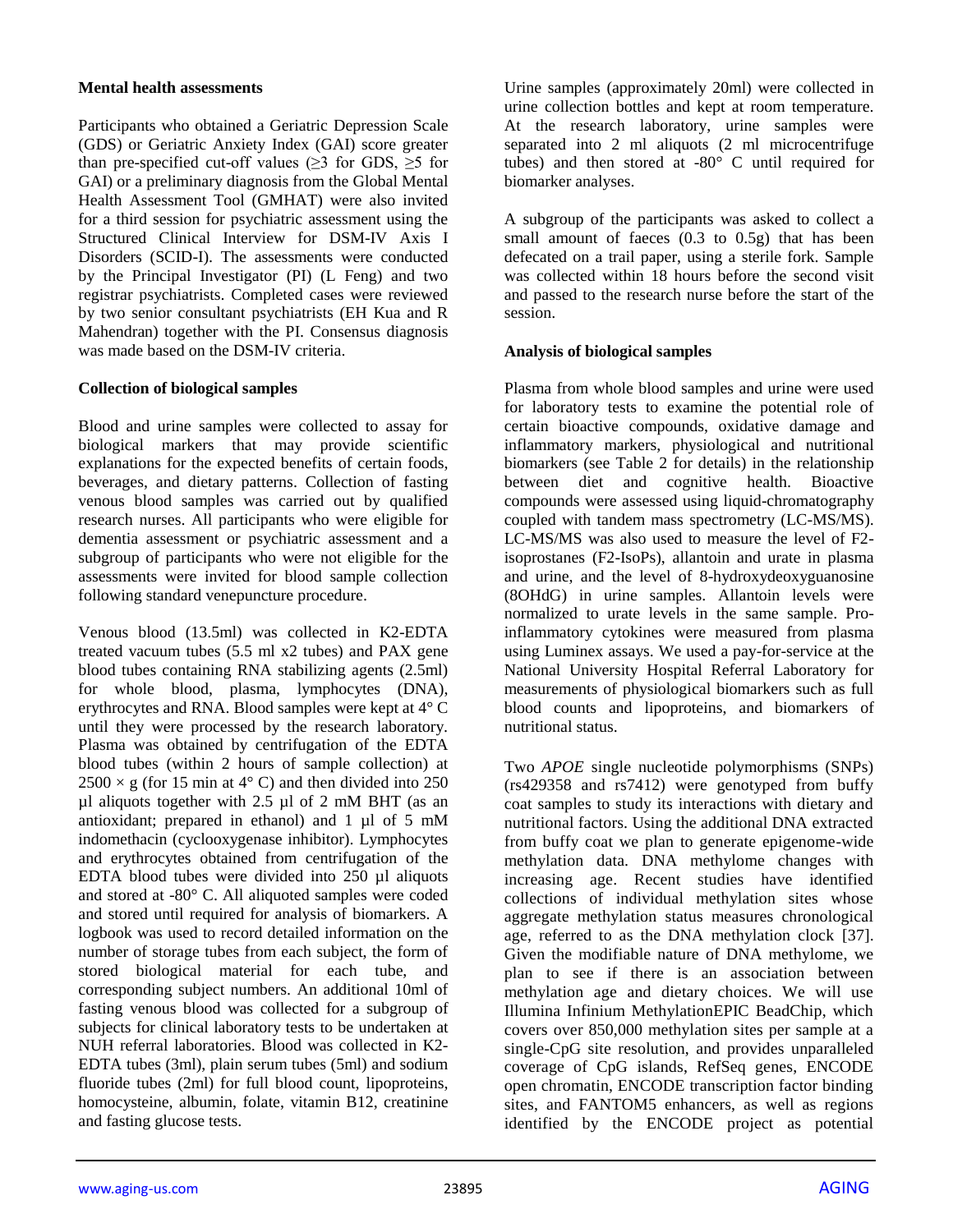**Mental health assessments**

Participants who obtained a Geriatric Depression Scale (GDS) or Geriatric Anxiety Index (GAI) score greater than pre-specified cut-off values (≥3 for GDS, ≥5 for GAI) or a preliminary diagnosis from the Global Mental Health Assessment Tool (GMHAT) were also invited for a third session for psychiatric assessment using the Structured Clinical Interview for DSM-IV Axis I Disorders (SCID-I). The assessments were conducted by the Principal Investigator (PI) (L Feng) and two registrar psychiatrists. Completed cases were reviewed by two senior consultant psychiatrists (EH Kua and R Mahendran) together with the PI. Consensus diagnosis was made based on the DSM-IV criteria.

**Collection of biological samples**

Blood and urine samples were collected to assay for biological markers that may provide scientific explanations for the expected benefits of certain foods, beverages, and dietary patterns. Collection of fasting venous blood samples was carried out by qualified research nurses. All participants who were eligible for dementia assessment or psychiatric assessment and a subgroup of participants who were not eligible for the assessments were invited for blood sample collection following standard venepuncture procedure.

Venous blood (13.5ml) was collected in K2-EDTA treated vacuum tubes (5.5 ml x2 tubes) and PAX gene blood tubes containing RNA stabilizing agents (2.5ml) for whole blood, plasma, lymphocytes (DNA), erythrocytes and RNA. Blood samples were kept at 4° C until they were processed by the research laboratory. Plasma was obtained by centrifugation of the EDTA blood tubes (within 2 hours of sample collection) at $2500 \times g$ (for 15 min at 4° C) and then divided into 250 µl aliquots together with 2.5 µl of 2 mM BHT (as an antioxidant; prepared in ethanol) and 1 µl of 5 mM indomethacin (cyclooxygenase inhibitor). Lymphocytes and erythrocytes obtained from centrifugation of the EDTA blood tubes were divided into 250 µl aliquots and stored at -80° C. All aliquoted samples were coded and stored until required for analysis of biomarkers. A logbook was used to record detailed information on the number of storage tubes from each subject, the form of stored biological material for each tube, and corresponding subject numbers. An additional 10ml of fasting venous blood was collected for a subgroup of subjects for clinical laboratory tests to be undertaken at NUH referral laboratories. Blood was collected in K2-EDTA tubes (3ml), plain serum tubes (5ml) and sodium fluoride tubes (2ml) for full blood count, lipoproteins, homocysteine, albumin, folate, vitamin B12, creatinine and fasting glucose tests.

Urine samples (approximately 20ml) were collected in urine collection bottles and kept at room temperature. At the research laboratory, urine samples were separated into 2 ml aliquots (2 ml microcentrifuge tubes) and then stored at -80° C until required for biomarker analyses.

A subgroup of the participants was asked to collect a small amount of faeces (0.3 to 0.5g) that has been defecated on a trail paper, using a sterile fork. Sample was collected within 18 hours before the second visit and passed to the research nurse before the start of the session.

**Analysis of biological samples**

Plasma from whole blood samples and urine were used for laboratory tests to examine the potential role of certain bioactive compounds, oxidative damage and inflammatory markers, physiological and nutritional biomarkers (see Table 2 for details) in the relationship between diet and cognitive health. Bioactive compounds were assessed using liquid-chromatography coupled with tandem mass spectrometry (LC-MS/MS). LC-MS/MS was also used to measure the level of F2-isoprostanes (F2-IsoPs), allantoin and urate in plasma and urine, and the level of 8-hydroxydeoxyguanosine (8OHdG) in urine samples. Allantoin levels were normalized to urate levels in the same sample. Pro-inflammatory cytokines were measured from plasma using Luminex assays. We used a pay-for-service at the National University Hospital Referral Laboratory for measurements of physiological biomarkers such as full blood counts and lipoproteins, and biomarkers of nutritional status.

Two *APOE* single nucleotide polymorphisms (SNPs) (rs429358 and rs7412) were genotyped from buffy coat samples to study its interactions with dietary and nutritional factors. Using the additional DNA extracted from buffy coat we plan to generate epigenome-wide methylation data. DNA methylome changes with increasing age. Recent studies have identified collections of individual methylation sites whose aggregate methylation status measures chronological age, referred to as the DNA methylation clock [37]. Given the modifiable nature of DNA methylome, we plan to see if there is an association between methylation age and dietary choices. We will use Illumina Infinium MethylationEPIC BeadChip, which covers over 850,000 methylation sites per sample at a single-CpG site resolution, and provides unparalleled coverage of CpG islands, RefSeq genes, ENCODE open chromatin, ENCODE transcription factor binding sites, and FANTOM5 enhancers, as well as regions identified by the ENCODE project as potential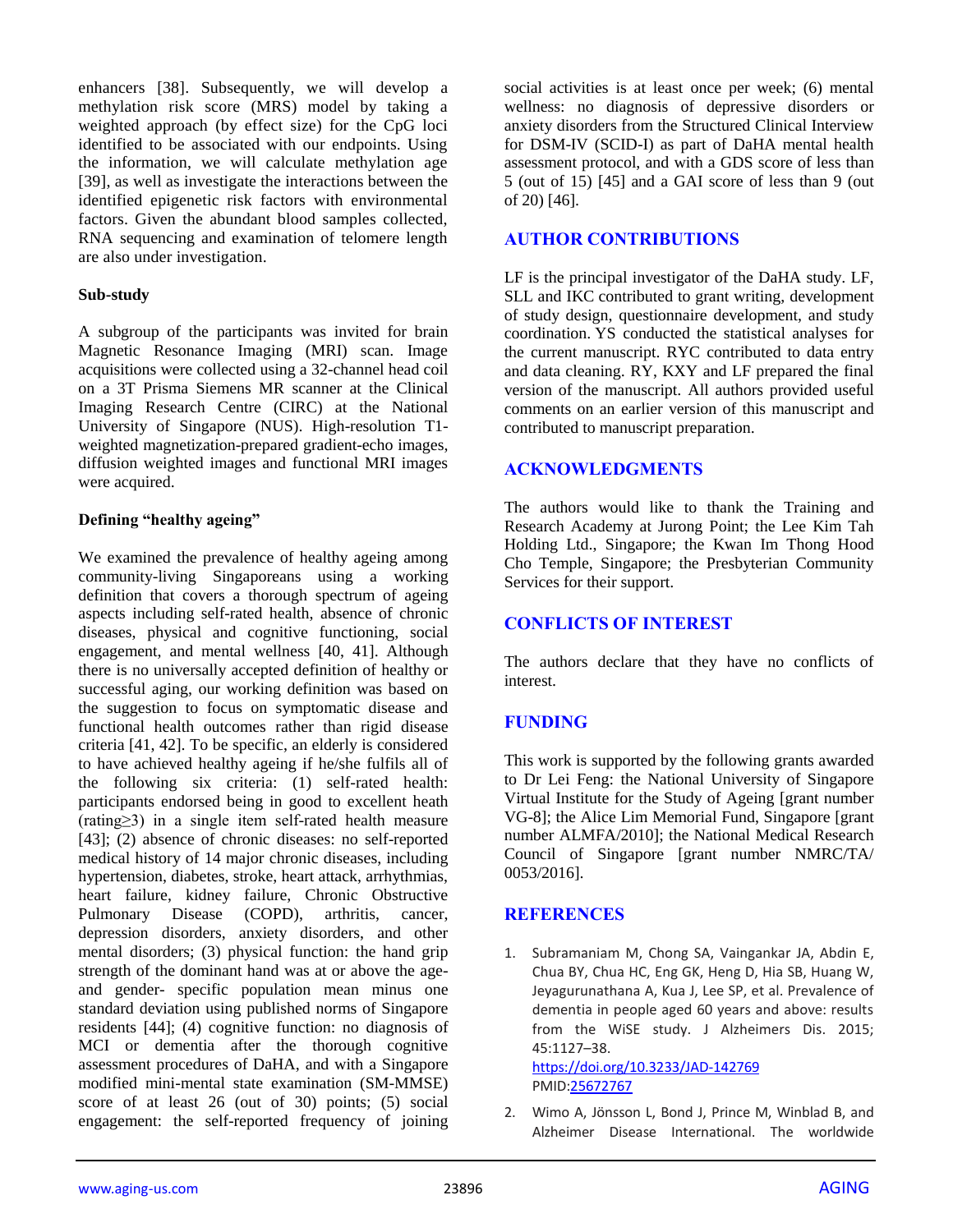enhancers [38]. Subsequently, we will develop a methylation risk score (MRS) model by taking a weighted approach (by effect size) for the CpG loci identified to be associated with our endpoints. Using the information, we will calculate methylation age [39], as well as investigate the interactions between the identified epigenetic risk factors with environmental factors. Given the abundant blood samples collected, RNA sequencing and examination of telomere length are also under investigation.

### Sub-study

A subgroup of the participants was invited for brain Magnetic Resonance Imaging (MRI) scan. Image acquisitions were collected using a 32-channel head coil on a 3T Prisma Siemens MR scanner at the Clinical Imaging Research Centre (CIRC) at the National University of Singapore (NUS). High-resolution T1-weighted magnetization-prepared gradient-echo images, diffusion weighted images and functional MRI images were acquired.

### Defining "healthy ageing"

We examined the prevalence of healthy ageing among community-living Singaporeans using a working definition that covers a thorough spectrum of ageing aspects including self-rated health, absence of chronic diseases, physical and cognitive functioning, social engagement, and mental wellness [40, 41]. Although there is no universally accepted definition of healthy or successful aging, our working definition was based on the suggestion to focus on symptomatic disease and functional health outcomes rather than rigid disease criteria [41, 42]. To be specific, an elderly is considered to have achieved healthy ageing if he/she fulfils all of the following six criteria: (1) self-rated health: participants endorsed being in good to excellent heath (rating≥3) in a single item self-rated health measure [43]; (2) absence of chronic diseases: no self-reported medical history of 14 major chronic diseases, including hypertension, diabetes, stroke, heart attack, arrhythmias, heart failure, kidney failure, Chronic Obstructive Pulmonary Disease (COPD), arthritis, cancer, depression disorders, anxiety disorders, and other mental disorders; (3) physical function: the hand grip strength of the dominant hand was at or above the age- and gender- specific population mean minus one standard deviation using published norms of Singapore residents [44]; (4) cognitive function: no diagnosis of MCI or dementia after the thorough cognitive assessment procedures of DaHA, and with a Singapore modified mini-mental state examination (SM-MMSE) score of at least 26 (out of 30) points; (5) social engagement: the self-reported frequency of joining social activities is at least once per week; (6) mental wellness: no diagnosis of depressive disorders or anxiety disorders from the Structured Clinical Interview for DSM-IV (SCID-I) as part of DaHA mental health assessment protocol, and with a GDS score of less than 5 (out of 15) [45] and a GAI score of less than 9 (out of 20) [46].

## AUTHOR CONTRIBUTIONS

LF is the principal investigator of the DaHA study. LF, SLL and IKC contributed to grant writing, development of study design, questionnaire development, and study coordination. YS conducted the statistical analyses for the current manuscript. RYC contributed to data entry and data cleaning. RY, KXY and LF prepared the final version of the manuscript. All authors provided useful comments on an earlier version of this manuscript and contributed to manuscript preparation.

## ACKNOWLEDGMENTS

The authors would like to thank the Training and Research Academy at Jurong Point; the Lee Kim Tah Holding Ltd., Singapore; the Kwan Im Thong Hood Cho Temple, Singapore; the Presbyterian Community Services for their support.

## CONFLICTS OF INTEREST

The authors declare that they have no conflicts of interest.

## FUNDING

This work is supported by the following grants awarded to Dr Lei Feng: the National University of Singapore Virtual Institute for the Study of Ageing [grant number VG-8]; the Alice Lim Memorial Fund, Singapore [grant number ALMFA/2010]; the National Medical Research Council of Singapore [grant number NMRC/TA/ 0053/2016].

## REFERENCES

1. Subramaniam M, Chong SA, Vaingankar JA, Abdin E, Chua BY, Chua HC, Eng GK, Heng D, Hia SB, Huang W, Jeyagurunathana A, Kua J, Lee SP, et al. Prevalence of dementia in people aged 60 years and above: results from the WiSE study. J Alzheimers Dis. 2015; 45:1127–38. https://doi.org/10.3233/JAD-142769 PMID:25672767

2. Wimo A, Jönsson L, Bond J, Prince M, Winblad B, and Alzheimer Disease International. The worldwide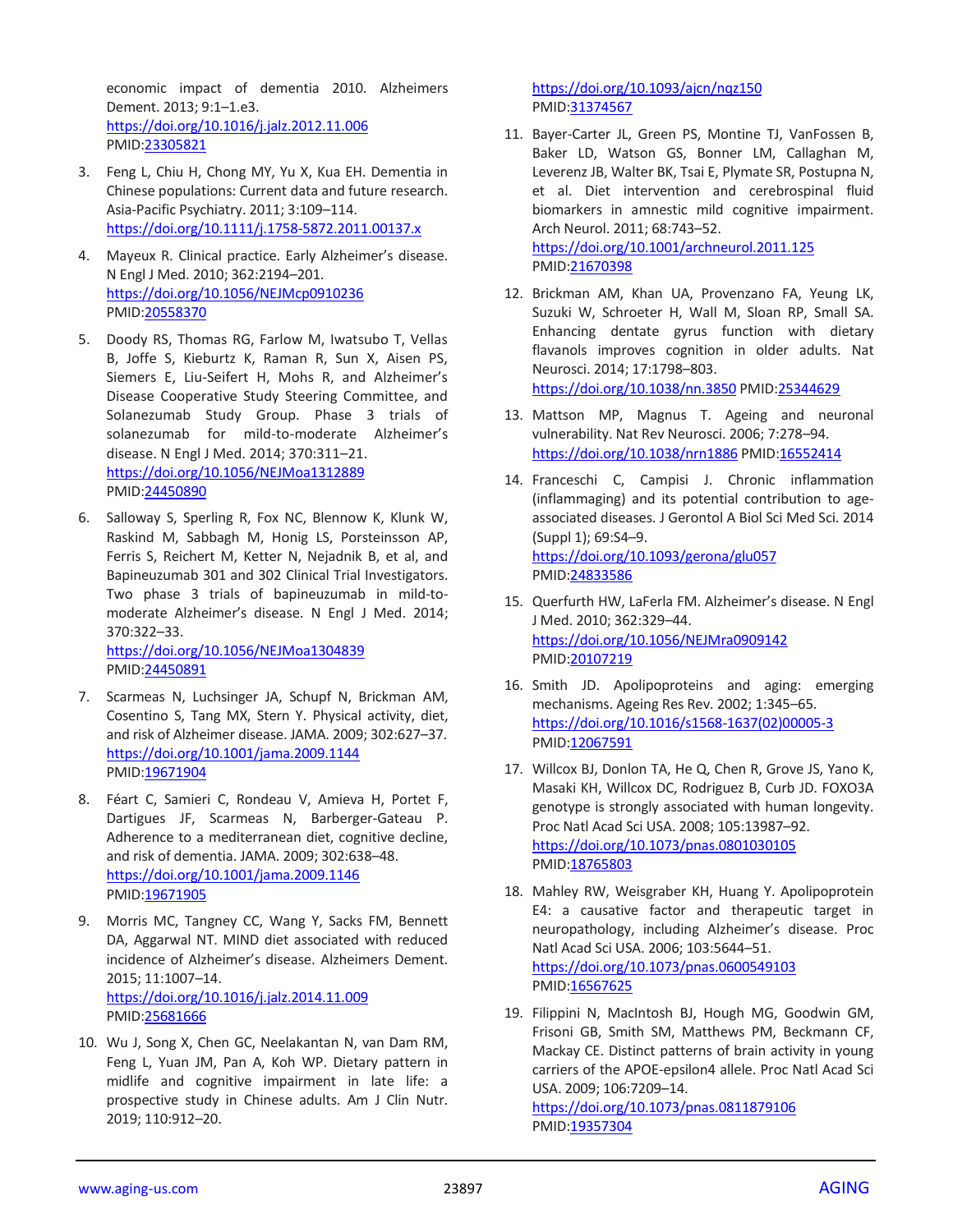economic impact of dementia 2010. Alzheimers Dement. 2013; 9:1–1.e3. https://doi.org/10.1016/j.jalz.2012.11.006 PMID:23305821

3. Feng L, Chiu H, Chong MY, Yu X, Kua EH. Dementia in Chinese populations: Current data and future research. Asia-Pacific Psychiatry. 2011; 3:109–114. https://doi.org/10.1111/j.1758-5872.2011.00137.x

4. Mayeux R. Clinical practice. Early Alzheimer's disease. N Engl J Med. 2010; 362:2194–201. https://doi.org/10.1056/NEJMcp0910236 PMID:20558370

5. Doody RS, Thomas RG, Farlow M, Iwatsubo T, Vellas B, Joffe S, Kieburtz K, Raman R, Sun X, Aisen PS, Siemers E, Liu-Seifert H, Mohs R, and Alzheimer's Disease Cooperative Study Steering Committee, and Solanezumab Study Group. Phase 3 trials of solanezumab for mild-to-moderate Alzheimer's disease. N Engl J Med. 2014; 370:311–21. https://doi.org/10.1056/NEJMoa1312889 PMID:24450890

6. Salloway S, Sperling R, Fox NC, Blennow K, Klunk W, Raskind M, Sabbagh M, Honig LS, Porsteinsson AP, Ferris S, Reichert M, Ketter N, Nejadnik B, et al, and Bapineuzumab 301 and 302 Clinical Trial Investigators. Two phase 3 trials of bapineuzumab in mild-to-moderate Alzheimer's disease. N Engl J Med. 2014; 370:322–33. https://doi.org/10.1056/NEJMoa1304839 PMID:24450891

7. Scarmeas N, Luchsinger JA, Schupf N, Brickman AM, Cosentino S, Tang MX, Stern Y. Physical activity, diet, and risk of Alzheimer disease. JAMA. 2009; 302:627–37. https://doi.org/10.1001/jama.2009.1144 PMID:19671904

8. Féart C, Samieri C, Rondeau V, Amieva H, Portet F, Dartigues JF, Scarmeas N, Barberger-Gateau P. Adherence to a mediterranean diet, cognitive decline, and risk of dementia. JAMA. 2009; 302:638–48. https://doi.org/10.1001/jama.2009.1146 PMID:19671905

9. Morris MC, Tangney CC, Wang Y, Sacks FM, Bennett DA, Aggarwal NT. MIND diet associated with reduced incidence of Alzheimer's disease. Alzheimers Dement. 2015; 11:1007–14. https://doi.org/10.1016/j.jalz.2014.11.009 PMID:25681666

10. Wu J, Song X, Chen GC, Neelakantan N, van Dam RM, Feng L, Yuan JM, Pan A, Koh WP. Dietary pattern in midlife and cognitive impairment in late life: a prospective study in Chinese adults. Am J Clin Nutr. 2019; 110:912–20. https://doi.org/10.1093/ajcn/nqz150 PMID:31374567

11. Bayer-Carter JL, Green PS, Montine TJ, VanFossen B, Baker LD, Watson GS, Bonner LM, Callaghan M, Leverenz JB, Walter BK, Tsai E, Plymate SR, Postupna N, et al. Diet intervention and cerebrospinal fluid biomarkers in amnestic mild cognitive impairment. Arch Neurol. 2011; 68:743–52. https://doi.org/10.1001/archneurol.2011.125 PMID:21670398

12. Brickman AM, Khan UA, Provenzano FA, Yeung LK, Suzuki W, Schroeter H, Wall M, Sloan RP, Small SA. Enhancing dentate gyrus function with dietary flavanols improves cognition in older adults. Nat Neurosci. 2014; 17:1798–803. https://doi.org/10.1038/nn.3850 PMID:25344629

13. Mattson MP, Magnus T. Ageing and neuronal vulnerability. Nat Rev Neurosci. 2006; 7:278–94. https://doi.org/10.1038/nrn1886 PMID:16552414

14. Franceschi C, Campisi J. Chronic inflammation (inflammaging) and its potential contribution to age-associated diseases. J Gerontol A Biol Sci Med Sci. 2014 (Suppl 1); 69:S4–9. https://doi.org/10.1093/gerona/glu057 PMID:24833586

15. Querfurth HW, LaFerla FM. Alzheimer's disease. N Engl J Med. 2010; 362:329–44. https://doi.org/10.1056/NEJMra0909142 PMID:20107219

16. Smith JD. Apolipoproteins and aging: emerging mechanisms. Ageing Res Rev. 2002; 1:345–65. https://doi.org/10.1016/s1568-1637(02)00005-3 PMID:12067591

17. Willcox BJ, Donlon TA, He Q, Chen R, Grove JS, Yano K, Masaki KH, Willcox DC, Rodriguez B, Curb JD. FOXO3A genotype is strongly associated with human longevity. Proc Natl Acad Sci USA. 2008; 105:13987–92. https://doi.org/10.1073/pnas.0801030105 PMID:18765803

18. Mahley RW, Weisgraber KH, Huang Y. Apolipoprotein E4: a causative factor and therapeutic target in neuropathology, including Alzheimer's disease. Proc Natl Acad Sci USA. 2006; 103:5644–51. https://doi.org/10.1073/pnas.0600549103 PMID:16567625

19. Filippini N, MacIntosh BJ, Hough MG, Goodwin GM, Frisoni GB, Smith SM, Matthews PM, Beckmann CF, Mackay CE. Distinct patterns of brain activity in young carriers of the APOE-epsilon4 allele. Proc Natl Acad Sci USA. 2009; 106:7209–14. https://doi.org/10.1073/pnas.0811879106 PMID:19357304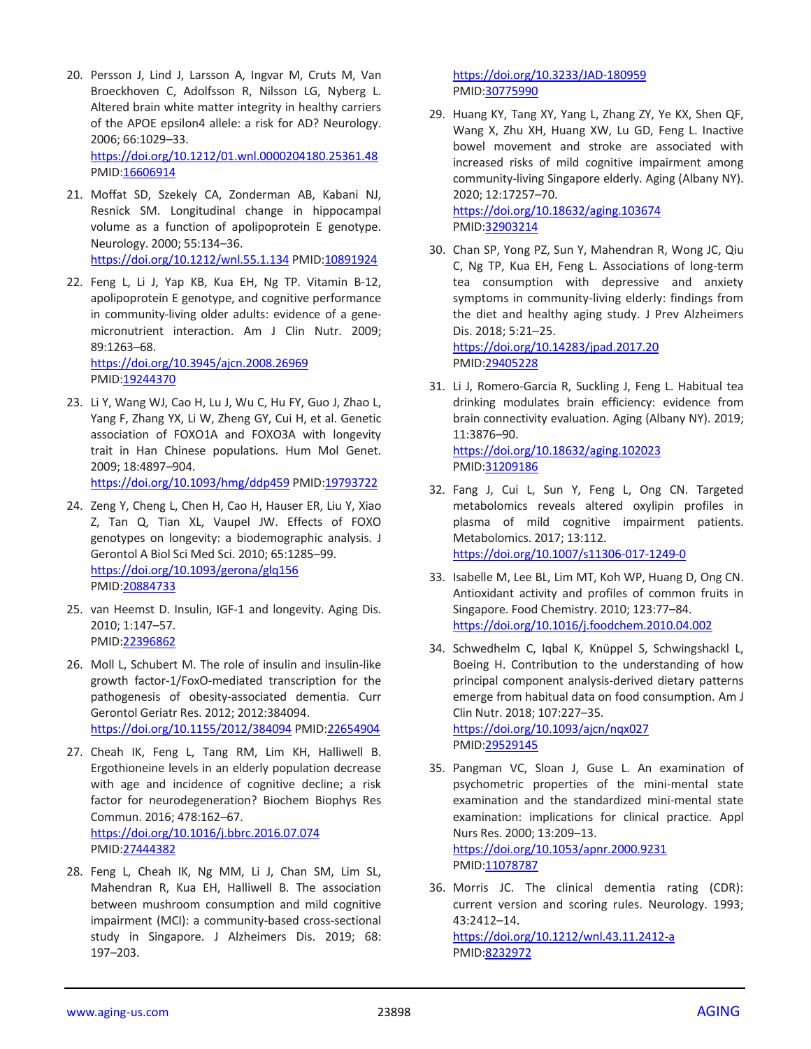20. Persson J, Lind J, Larsson A, Ingvar M, Cruts M, Van Broeckhoven C, Adolfsson R, Nilsson LG, Nyberg L. Altered brain white matter integrity in healthy carriers of the APOE epsilon4 allele: a risk for AD? Neurology. 2006; 66:1029–33. https://doi.org/10.1212/01.wnl.0000204180.25361.48 PMID:16606914

21. Moffat SD, Szekely CA, Zonderman AB, Kabani NJ, Resnick SM. Longitudinal change in hippocampal volume as a function of apolipoprotein E genotype. Neurology. 2000; 55:134–36. https://doi.org/10.1212/wnl.55.1.134 PMID:10891924

22. Feng L, Li J, Yap KB, Kua EH, Ng TP. Vitamin B-12, apolipoprotein E genotype, and cognitive performance in community-living older adults: evidence of a gene-micronutrient interaction. Am J Clin Nutr. 2009; 89:1263–68. https://doi.org/10.3945/ajcn.2008.26969 PMID:19244370

23. Li Y, Wang WJ, Cao H, Lu J, Wu C, Hu FY, Guo J, Zhao L, Yang F, Zhang YX, Li W, Zheng GY, Cui H, et al. Genetic association of FOXO1A and FOXO3A with longevity trait in Han Chinese populations. Hum Mol Genet. 2009; 18:4897–904. https://doi.org/10.1093/hmg/ddp459 PMID:19793722

24. Zeng Y, Cheng L, Chen H, Cao H, Hauser ER, Liu Y, Xiao Z, Tan Q, Tian XL, Vaupel JW. Effects of FOXO genotypes on longevity: a biodemographic analysis. J Gerontol A Biol Sci Med Sci. 2010; 65:1285–99. https://doi.org/10.1093/gerona/glq156 PMID:20884733

25. van Heemst D. Insulin, IGF-1 and longevity. Aging Dis. 2010; 1:147–57. PMID:22396862

26. Moll L, Schubert M. The role of insulin and insulin-like growth factor-1/FoxO-mediated transcription for the pathogenesis of obesity-associated dementia. Curr Gerontol Geriatr Res. 2012; 2012:384094. https://doi.org/10.1155/2012/384094 PMID:22654904

27. Cheah IK, Feng L, Tang RM, Lim KH, Halliwell B. Ergothioneine levels in an elderly population decrease with age and incidence of cognitive decline; a risk factor for neurodegeneration? Biochem Biophys Res Commun. 2016; 478:162–67. https://doi.org/10.1016/j.bbrc.2016.07.074 PMID:27444382

28. Feng L, Cheah IK, Ng MM, Li J, Chan SM, Lim SL, Mahendran R, Kua EH, Halliwell B. The association between mushroom consumption and mild cognitive impairment (MCI): a community-based cross-sectional study in Singapore. J Alzheimers Dis. 2019; 68: 197–203. https://doi.org/10.3233/JAD-180959 PMID:30775990

29. Huang KY, Tang XY, Yang L, Zhang ZY, Ye KX, Shen QF, Wang X, Zhu XH, Huang XW, Lu GD, Feng L. Inactive bowel movement and stroke are associated with increased risks of mild cognitive impairment among community-living Singapore elderly. Aging (Albany NY). 2020; 12:17257–70. https://doi.org/10.18632/aging.103674 PMID:32903214

30. Chan SP, Yong PZ, Sun Y, Mahendran R, Wong JC, Qiu C, Ng TP, Kua EH, Feng L. Associations of long-term tea consumption with depressive and anxiety symptoms in community-living elderly: findings from the diet and healthy aging study. J Prev Alzheimers Dis. 2018; 5:21–25. https://doi.org/10.14283/jpad.2017.20 PMID:29405228

31. Li J, Romero-Garcia R, Suckling J, Feng L. Habitual tea drinking modulates brain efficiency: evidence from brain connectivity evaluation. Aging (Albany NY). 2019; 11:3876–90. https://doi.org/10.18632/aging.102023 PMID:31209186

32. Fang J, Cui L, Sun Y, Feng L, Ong CN. Targeted metabolomics reveals altered oxylipin profiles in plasma of mild cognitive impairment patients. Metabolomics. 2017; 13:112. https://doi.org/10.1007/s11306-017-1249-0

33. Isabelle M, Lee BL, Lim MT, Koh WP, Huang D, Ong CN. Antioxidant activity and profiles of common fruits in Singapore. Food Chemistry. 2010; 123:77–84. https://doi.org/10.1016/j.foodchem.2010.04.002

34. Schwedhelm C, Iqbal K, Knüppel S, Schwingshackl L, Boeing H. Contribution to the understanding of how principal component analysis-derived dietary patterns emerge from habitual data on food consumption. Am J Clin Nutr. 2018; 107:227–35. https://doi.org/10.1093/ajcn/nqx027 PMID:29529145

35. Pangman VC, Sloan J, Guse L. An examination of psychometric properties of the mini-mental state examination and the standardized mini-mental state examination: implications for clinical practice. Appl Nurs Res. 2000; 13:209–13. https://doi.org/10.1053/apnr.2000.9231 PMID:11078787

36. Morris JC. The clinical dementia rating (CDR): current version and scoring rules. Neurology. 1993; 43:2412–14. https://doi.org/10.1212/wnl.43.11.2412-a PMID:8232972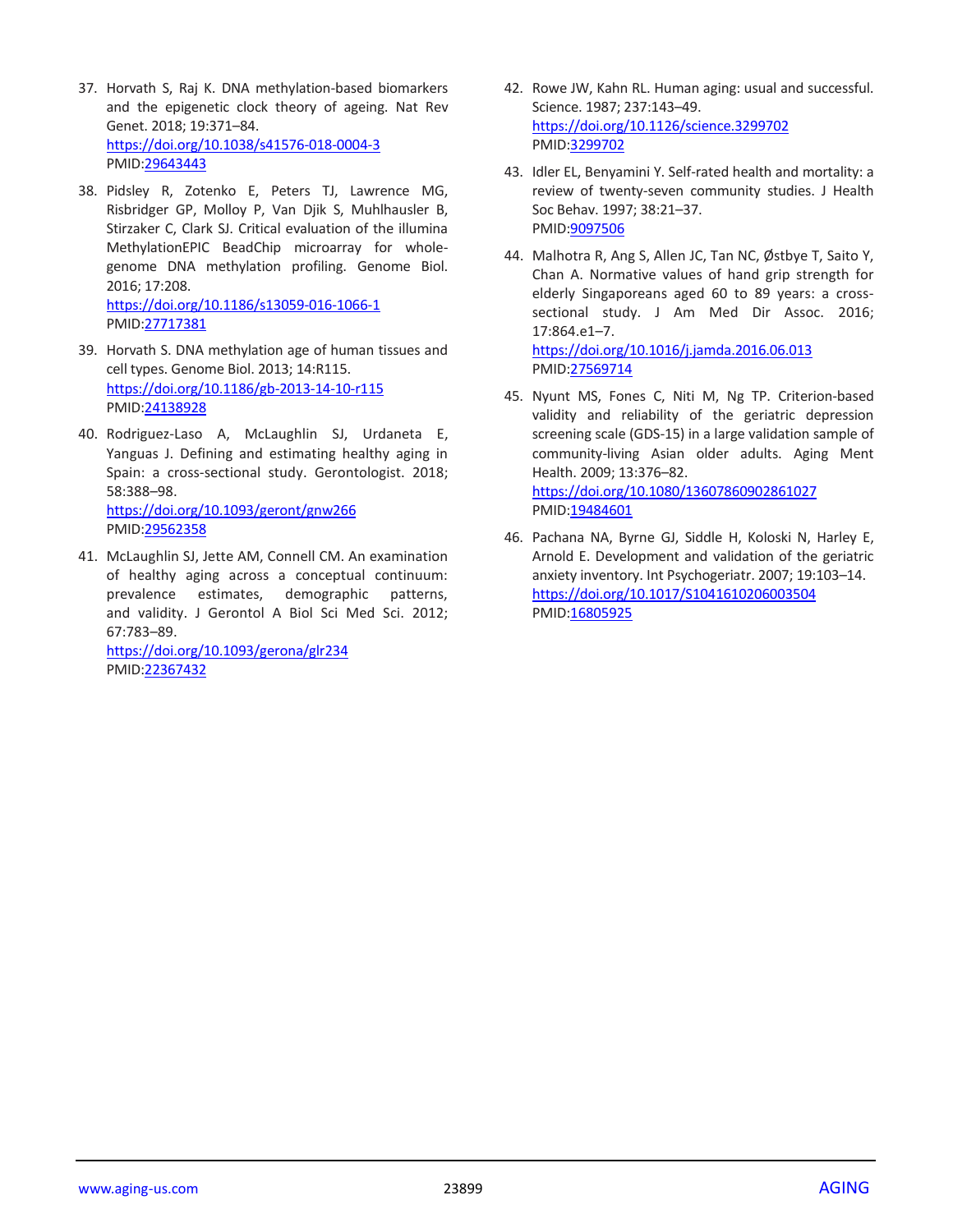37. Horvath S, Raj K. DNA methylation-based biomarkers and the epigenetic clock theory of ageing. Nat Rev Genet. 2018; 19:371–84.
https://doi.org/10.1038/s41576-018-0004-3
PMID:29643443

38. Pidsley R, Zotenko E, Peters TJ, Lawrence MG, Risbridger GP, Molloy P, Van Djik S, Muhlhausler B, Stirzaker C, Clark SJ. Critical evaluation of the illumina MethylationEPIC BeadChip microarray for whole-genome DNA methylation profiling. Genome Biol. 2016; 17:208.
https://doi.org/10.1186/s13059-016-1066-1
PMID:27717381

39. Horvath S. DNA methylation age of human tissues and cell types. Genome Biol. 2013; 14:R115.
https://doi.org/10.1186/gb-2013-14-10-r115
PMID:24138928

40. Rodriguez-Laso A, McLaughlin SJ, Urdaneta E, Yanguas J. Defining and estimating healthy aging in Spain: a cross-sectional study. Gerontologist. 2018; 58:388–98.
https://doi.org/10.1093/geront/gnw266
PMID:29562358

41. McLaughlin SJ, Jette AM, Connell CM. An examination of healthy aging across a conceptual continuum: prevalence estimates, demographic patterns, and validity. J Gerontol A Biol Sci Med Sci. 2012; 67:783–89.
https://doi.org/10.1093/gerona/glr234
PMID:22367432

42. Rowe JW, Kahn RL. Human aging: usual and successful. Science. 1987; 237:143–49.
https://doi.org/10.1126/science.3299702
PMID:3299702

43. Idler EL, Benyamini Y. Self-rated health and mortality: a review of twenty-seven community studies. J Health Soc Behav. 1997; 38:21–37.
PMID:9097506

44. Malhotra R, Ang S, Allen JC, Tan NC, Østbye T, Saito Y, Chan A. Normative values of hand grip strength for elderly Singaporeans aged 60 to 89 years: a cross-sectional study. J Am Med Dir Assoc. 2016; 17:864.e1–7.
https://doi.org/10.1016/j.jamda.2016.06.013
PMID:27569714

45. Nyunt MS, Fones C, Niti M, Ng TP. Criterion-based validity and reliability of the geriatric depression screening scale (GDS-15) in a large validation sample of community-living Asian older adults. Aging Ment Health. 2009; 13:376–82.
https://doi.org/10.1080/13607860902861027
PMID:19484601

46. Pachana NA, Byrne GJ, Siddle H, Koloski N, Harley E, Arnold E. Development and validation of the geriatric anxiety inventory. Int Psychogeriatr. 2007; 19:103–14.
https://doi.org/10.1017/S1041610206003504
PMID:16805925